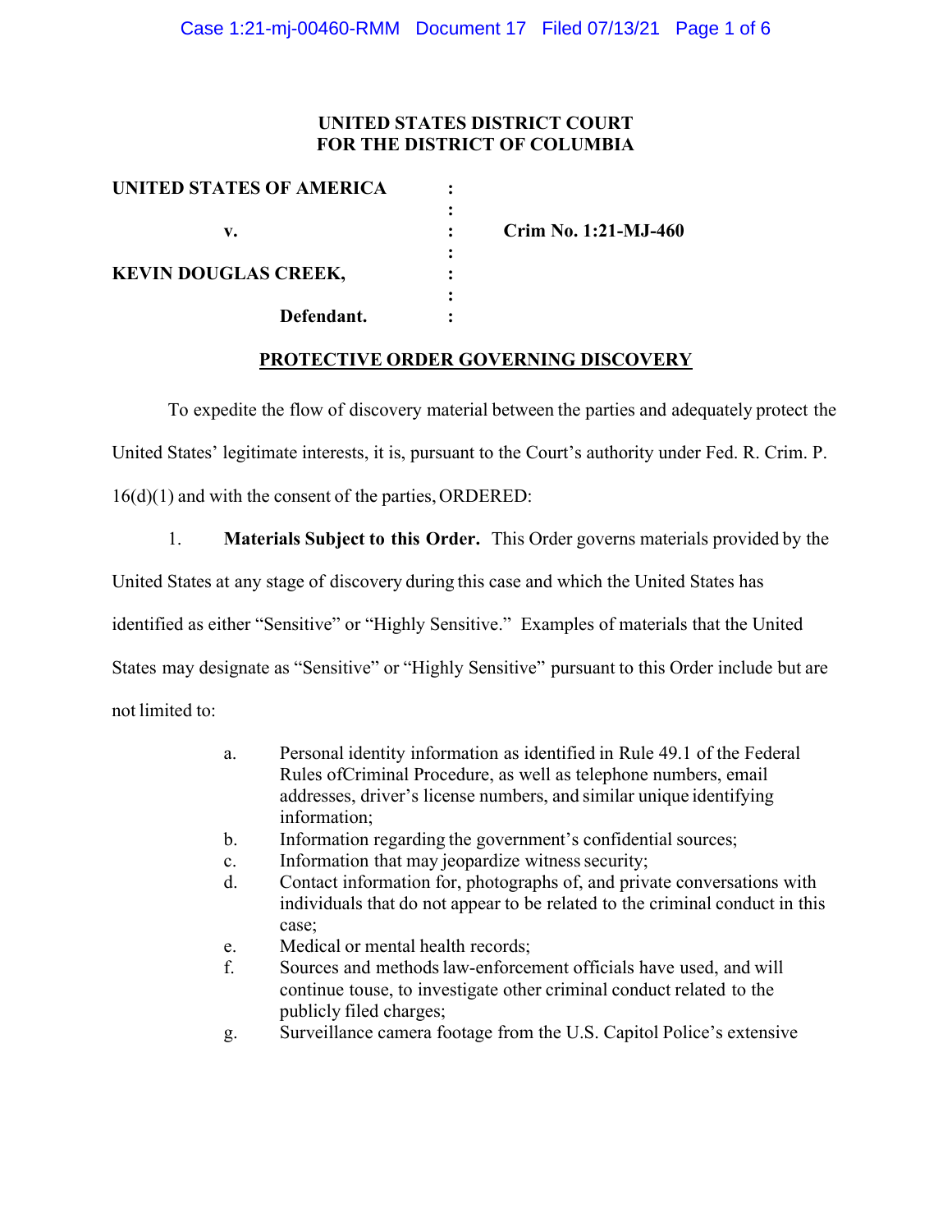**UNITED STATES DISTRICT COURT**
**FOR THE DISTRICT OF COLUMBIA**

| | | |
|---|---|---|
| **UNITED STATES OF AMERICA** | : | |
| | : | |
| **v.** | : | **Crim No. 1:21-MJ-460** |
| | : | |
| **KEVIN DOUGLAS CREEK,** | : | |
| | : | |
| **Defendant.** | : | |

**PROTECTIVE ORDER GOVERNING DISCOVERY**

To expedite the flow of discovery material between the parties and adequately protect the United States' legitimate interests, it is, pursuant to the Court's authority under Fed. R. Crim. P. 16(d)(1) and with the consent of the parties, ORDERED:

1. **Materials Subject to this Order.** This Order governs materials provided by the United States at any stage of discovery during this case and which the United States has identified as either "Sensitive" or "Highly Sensitive." Examples of materials that the United States may designate as "Sensitive" or "Highly Sensitive" pursuant to this Order include but are not limited to:

   a. Personal identity information as identified in Rule 49.1 of the Federal Rules ofCriminal Procedure, as well as telephone numbers, email addresses, driver's license numbers, and similar unique identifying information;
   b. Information regarding the government's confidential sources;
   c. Information that may jeopardize witness security;
   d. Contact information for, photographs of, and private conversations with individuals that do not appear to be related to the criminal conduct in this case;
   e. Medical or mental health records;
   f. Sources and methods law-enforcement officials have used, and will continue touse, to investigate other criminal conduct related to the publicly filed charges;
   g. Surveillance camera footage from the U.S. Capitol Police's extensive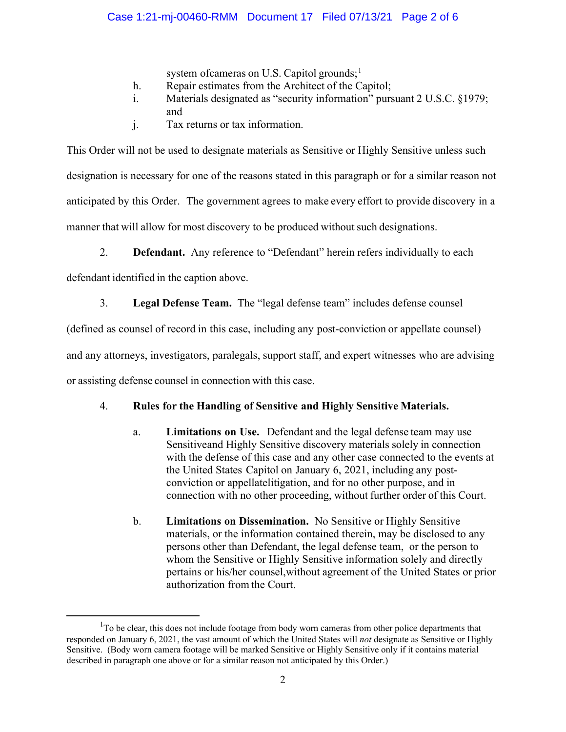system ofcameras on U.S. Capitol grounds;[1]

h. Repair estimates from the Architect of the Capitol;

i. Materials designated as "security information" pursuant 2 U.S.C. §1979; and

j. Tax returns or tax information.

This Order will not be used to designate materials as Sensitive or Highly Sensitive unless such designation is necessary for one of the reasons stated in this paragraph or for a similar reason not anticipated by this Order. The government agrees to make every effort to provide discovery in a manner that will allow for most discovery to be produced without such designations.

2. **Defendant.** Any reference to "Defendant" herein refers individually to each defendant identified in the caption above.

3. **Legal Defense Team.** The "legal defense team" includes defense counsel (defined as counsel of record in this case, including any post-conviction or appellate counsel) and any attorneys, investigators, paralegals, support staff, and expert witnesses who are advising or assisting defense counsel in connection with this case.

4. **Rules for the Handling of Sensitive and Highly Sensitive Materials.**

a. **Limitations on Use.** Defendant and the legal defense team may use Sensitiveand Highly Sensitive discovery materials solely in connection with the defense of this case and any other case connected to the events at the United States Capitol on January 6, 2021, including any post-conviction or appellatelitigation, and for no other purpose, and in connection with no other proceeding, without further order of this Court.

b. **Limitations on Dissemination.** No Sensitive or Highly Sensitive materials, or the information contained therein, may be disclosed to any persons other than Defendant, the legal defense team, or the person to whom the Sensitive or Highly Sensitive information solely and directly pertains or his/her counsel,without agreement of the United States or prior authorization from the Court.

---

[1] To be clear, this does not include footage from body worn cameras from other police departments that responded on January 6, 2021, the vast amount of which the United States will *not* designate as Sensitive or Highly Sensitive. (Body worn camera footage will be marked Sensitive or Highly Sensitive only if it contains material described in paragraph one above or for a similar reason not anticipated by this Order.)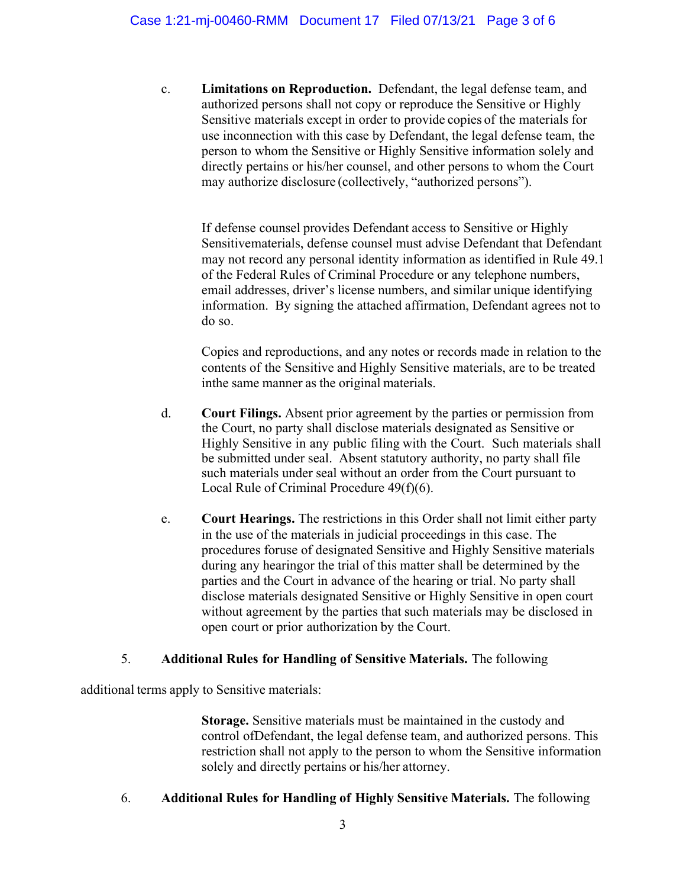c. **Limitations on Reproduction.** Defendant, the legal defense team, and authorized persons shall not copy or reproduce the Sensitive or Highly Sensitive materials except in order to provide copies of the materials for use inconnection with this case by Defendant, the legal defense team, the person to whom the Sensitive or Highly Sensitive information solely and directly pertains or his/her counsel, and other persons to whom the Court may authorize disclosure (collectively, "authorized persons").

If defense counsel provides Defendant access to Sensitive or Highly Sensitivematerials, defense counsel must advise Defendant that Defendant may not record any personal identity information as identified in Rule 49.1 of the Federal Rules of Criminal Procedure or any telephone numbers, email addresses, driver's license numbers, and similar unique identifying information. By signing the attached affirmation, Defendant agrees not to do so.

Copies and reproductions, and any notes or records made in relation to the contents of the Sensitive and Highly Sensitive materials, are to be treated inthe same manner as the original materials.

d. **Court Filings.** Absent prior agreement by the parties or permission from the Court, no party shall disclose materials designated as Sensitive or Highly Sensitive in any public filing with the Court. Such materials shall be submitted under seal. Absent statutory authority, no party shall file such materials under seal without an order from the Court pursuant to Local Rule of Criminal Procedure 49(f)(6).

e. **Court Hearings.** The restrictions in this Order shall not limit either party in the use of the materials in judicial proceedings in this case. The procedures foruse of designated Sensitive and Highly Sensitive materials during any hearingor the trial of this matter shall be determined by the parties and the Court in advance of the hearing or trial. No party shall disclose materials designated Sensitive or Highly Sensitive in open court without agreement by the parties that such materials may be disclosed in open court or prior authorization by the Court.

5. **Additional Rules for Handling of Sensitive Materials.** The following additional terms apply to Sensitive materials:

**Storage.** Sensitive materials must be maintained in the custody and control ofDefendant, the legal defense team, and authorized persons. This restriction shall not apply to the person to whom the Sensitive information solely and directly pertains or his/her attorney.

6. **Additional Rules for Handling of Highly Sensitive Materials.** The following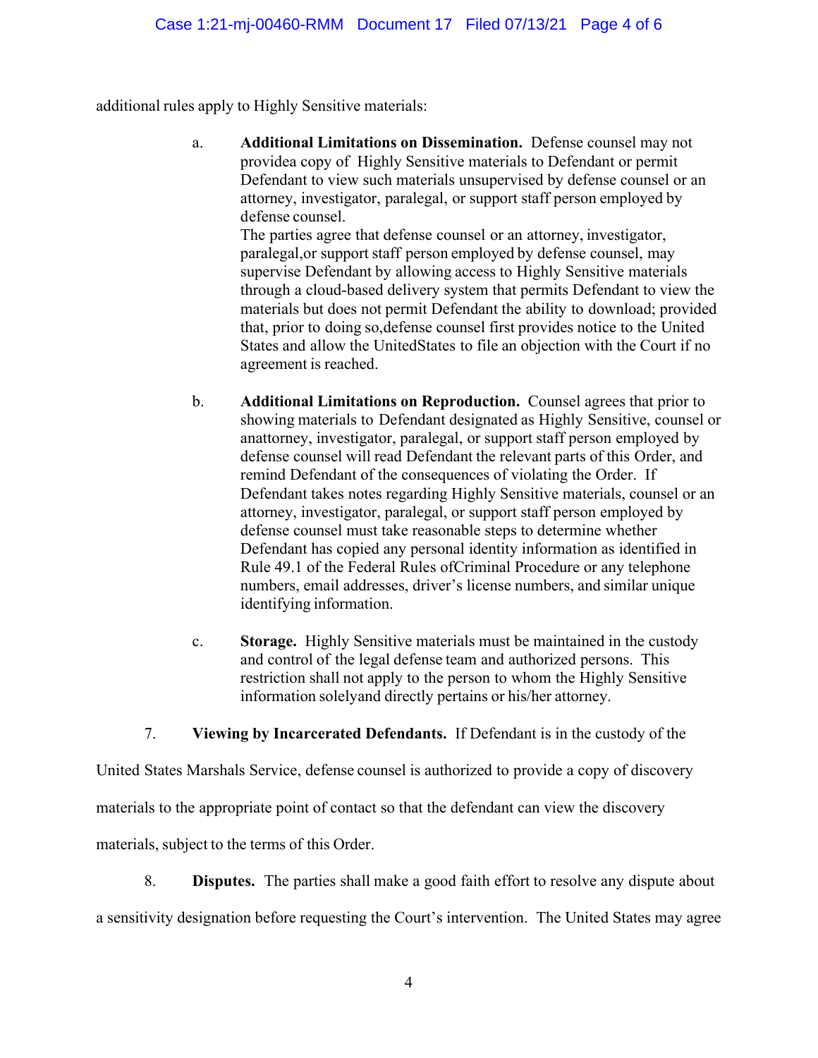additional rules apply to Highly Sensitive materials:

a. **Additional Limitations on Dissemination.** Defense counsel may not providea copy of Highly Sensitive materials to Defendant or permit Defendant to view such materials unsupervised by defense counsel or an attorney, investigator, paralegal, or support staff person employed by defense counsel.
   The parties agree that defense counsel or an attorney, investigator, paralegal,or support staff person employed by defense counsel, may supervise Defendant by allowing access to Highly Sensitive materials through a cloud-based delivery system that permits Defendant to view the materials but does not permit Defendant the ability to download; provided that, prior to doing so,defense counsel first provides notice to the United States and allow the UnitedStates to file an objection with the Court if no agreement is reached.

b. **Additional Limitations on Reproduction.** Counsel agrees that prior to showing materials to Defendant designated as Highly Sensitive, counsel or anattorney, investigator, paralegal, or support staff person employed by defense counsel will read Defendant the relevant parts of this Order, and remind Defendant of the consequences of violating the Order. If Defendant takes notes regarding Highly Sensitive materials, counsel or an attorney, investigator, paralegal, or support staff person employed by defense counsel must take reasonable steps to determine whether Defendant has copied any personal identity information as identified in Rule 49.1 of the Federal Rules ofCriminal Procedure or any telephone numbers, email addresses, driver's license numbers, and similar unique identifying information.

c. **Storage.** Highly Sensitive materials must be maintained in the custody and control of the legal defense team and authorized persons. This restriction shall not apply to the person to whom the Highly Sensitive information solelyand directly pertains or his/her attorney.

7. **Viewing by Incarcerated Defendants.** If Defendant is in the custody of the United States Marshals Service, defense counsel is authorized to provide a copy of discovery materials to the appropriate point of contact so that the defendant can view the discovery materials, subject to the terms of this Order.

8. **Disputes.** The parties shall make a good faith effort to resolve any dispute about a sensitivity designation before requesting the Court's intervention. The United States may agree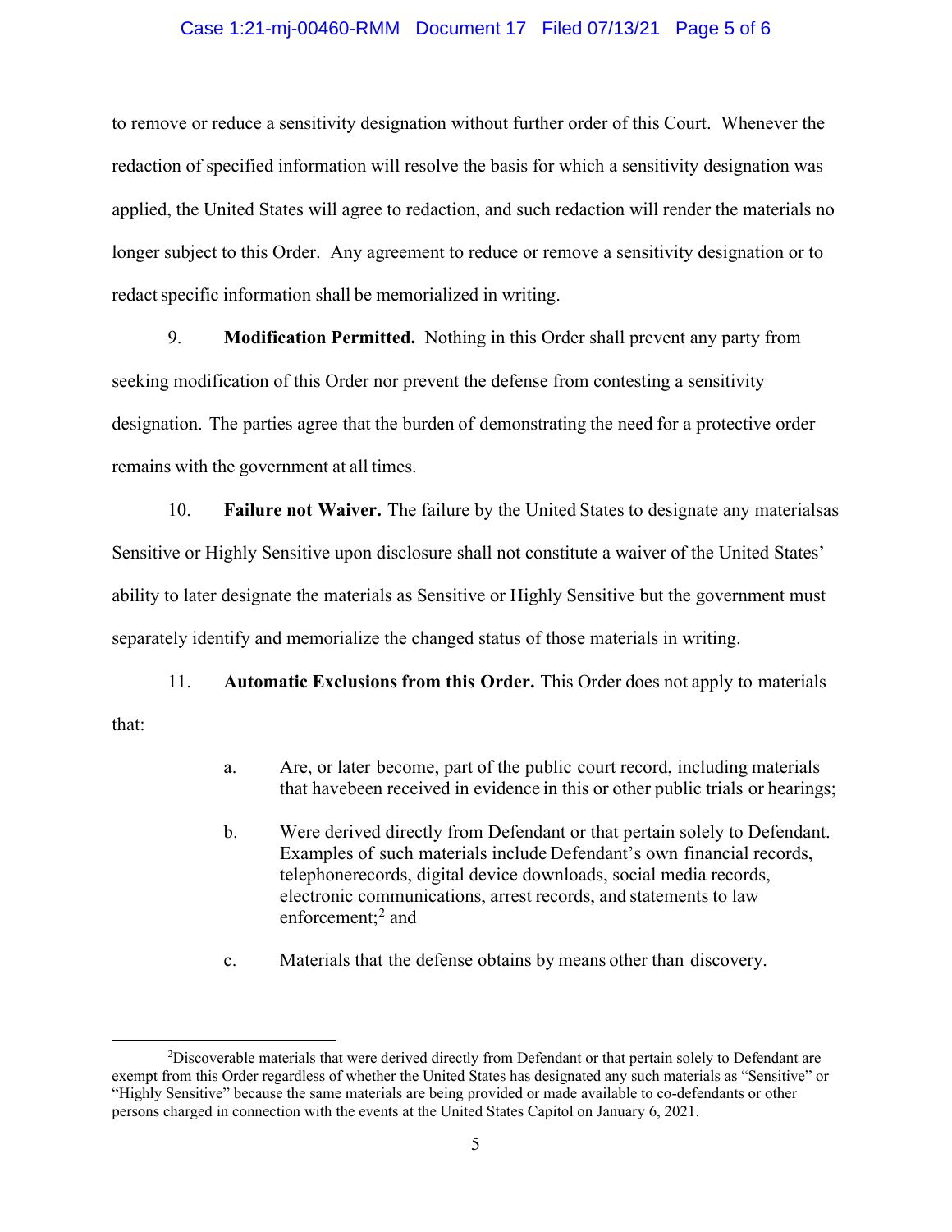to remove or reduce a sensitivity designation without further order of this Court. Whenever the redaction of specified information will resolve the basis for which a sensitivity designation was applied, the United States will agree to redaction, and such redaction will render the materials no longer subject to this Order. Any agreement to reduce or remove a sensitivity designation or to redact specific information shall be memorialized in writing.

9. **Modification Permitted.** Nothing in this Order shall prevent any party from seeking modification of this Order nor prevent the defense from contesting a sensitivity designation. The parties agree that the burden of demonstrating the need for a protective order remains with the government at all times.

10. **Failure not Waiver.** The failure by the United States to designate any materialsas Sensitive or Highly Sensitive upon disclosure shall not constitute a waiver of the United States' ability to later designate the materials as Sensitive or Highly Sensitive but the government must separately identify and memorialize the changed status of those materials in writing.

11. **Automatic Exclusions from this Order.** This Order does not apply to materials that:

a. Are, or later become, part of the public court record, including materials that havebeen received in evidence in this or other public trials or hearings;

b. Were derived directly from Defendant or that pertain solely to Defendant. Examples of such materials include Defendant's own financial records, telephonerecords, digital device downloads, social media records, electronic communications, arrest records, and statements to law enforcement;[2] and

c. Materials that the defense obtains by means other than discovery.

---

[2]Discoverable materials that were derived directly from Defendant or that pertain solely to Defendant are exempt from this Order regardless of whether the United States has designated any such materials as "Sensitive" or "Highly Sensitive" because the same materials are being provided or made available to co-defendants or other persons charged in connection with the events at the United States Capitol on January 6, 2021.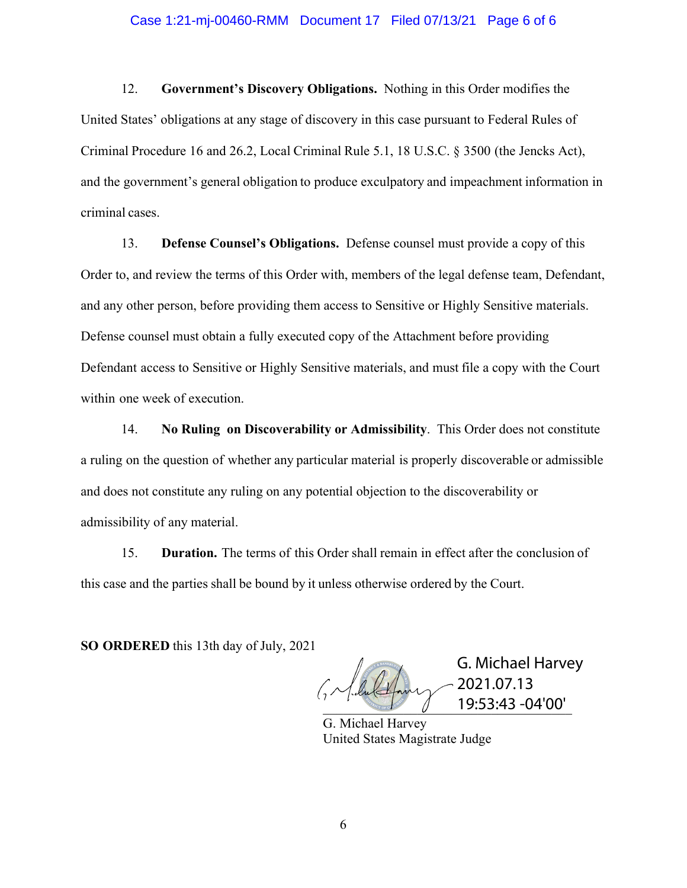12. **Government's Discovery Obligations.** Nothing in this Order modifies the United States' obligations at any stage of discovery in this case pursuant to Federal Rules of Criminal Procedure 16 and 26.2, Local Criminal Rule 5.1, 18 U.S.C. § 3500 (the Jencks Act), and the government's general obligation to produce exculpatory and impeachment information in criminal cases.

13. **Defense Counsel's Obligations.** Defense counsel must provide a copy of this Order to, and review the terms of this Order with, members of the legal defense team, Defendant, and any other person, before providing them access to Sensitive or Highly Sensitive materials. Defense counsel must obtain a fully executed copy of the Attachment before providing Defendant access to Sensitive or Highly Sensitive materials, and must file a copy with the Court within one week of execution.

14. **No Ruling on Discoverability or Admissibility**. This Order does not constitute a ruling on the question of whether any particular material is properly discoverable or admissible and does not constitute any ruling on any potential objection to the discoverability or admissibility of any material.

15. **Duration.** The terms of this Order shall remain in effect after the conclusion of this case and the parties shall be bound by it unless otherwise ordered by the Court.

**SO ORDERED** this 13th day of July, 2021

G. Michael Harvey
2021.07.13
19:53:43 -04'00'

G. Michael Harvey
United States Magistrate Judge